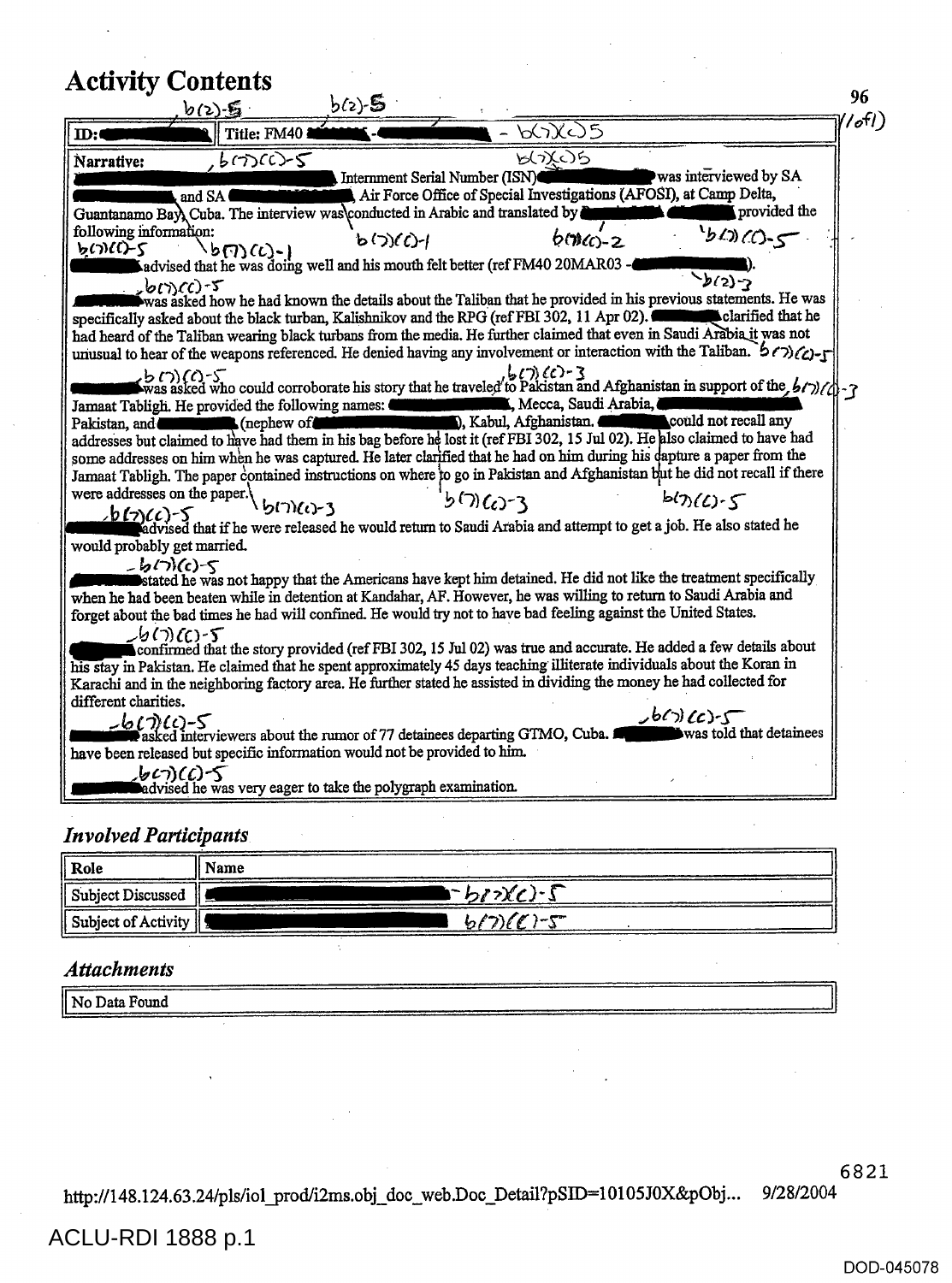# Activity Contents

| ID: [redacted] | Title: FM40 [redacted] - [redacted] - b(7)(C)5 |
|---|---|

**Narrative:**

[redacted] Internment Serial Number (ISN) [redacted] was interviewed by SA [redacted] and SA [redacted] Air Force Office of Special Investigations (AFOSI), at Camp Delta, Guantanamo Bay, Cuba. The interview was conducted in Arabic and translated by [redacted] [redacted] provided the following information:

[redacted] advised that he was doing well and his mouth felt better (ref FM40 20MAR03 - [redacted]).

[redacted] was asked how he had known the details about the Taliban that he provided in his previous statements. He was specifically asked about the black turban, Kalishnikov and the RPG (ref FBI 302, 11 Apr 02). [redacted] clarified that he had heard of the Taliban wearing black turbans from the media. He further claimed that even in Saudi Arabia it was not unusual to hear of the weapons referenced. He denied having any involvement or interaction with the Taliban.

[redacted] was asked who could corroborate his story that he traveled to Pakistan and Afghanistan in support of the Jamaat Tabligh. He provided the following names: [redacted], Mecca, Saudi Arabia, [redacted] Pakistan, and [redacted] (nephew of [redacted]), Kabul, Afghanistan. [redacted] could not recall any addresses but claimed to have had them in his bag before he lost it (ref FBI 302, 15 Jul 02). He also claimed to have had some addresses on him when he was captured. He later clarified that he had on him during his capture a paper from the Jamaat Tabligh. The paper contained instructions on where to go in Pakistan and Afghanistan but he did not recall if there were addresses on the paper.

[redacted] advised that if he were released he would return to Saudi Arabia and attempt to get a job. He also stated he would probably get married.

[redacted] stated he was not happy that the Americans have kept him detained. He did not like the treatment specifically when he had been beaten while in detention at Kandahar, AF. However, he was willing to return to Saudi Arabia and forget about the bad times he had will confined. He would try not to have bad feeling against the United States.

[redacted] confirmed that the story provided (ref FBI 302, 15 Jul 02) was true and accurate. He added a few details about his stay in Pakistan. He claimed that he spent approximately 45 days teaching illiterate individuals about the Koran in Karachi and in the neighboring factory area. He further stated he assisted in dividing the money he had collected for different charities.

[redacted] asked interviewers about the rumor of 77 detainees departing GTMO, Cuba. [redacted] was told that detainees have been released but specific information would not be provided to him.

[redacted] advised he was very eager to take the polygraph examination.

## *Involved Participants*

| Role | Name |
|---|---|
| Subject Discussed | [redacted] - b(7)(C)-5 |
| Subject of Activity | [redacted] b(7)(C)-5 |

## *Attachments*

| No Data Found |
|---|

http://148.124.63.24/pls/iol_prod/i2ms.obj_doc_web.Doc_Detail?pSID=10105J0X&pObj... 9/28/2004

ACLU-RDI 1888 p.1

DOD-045078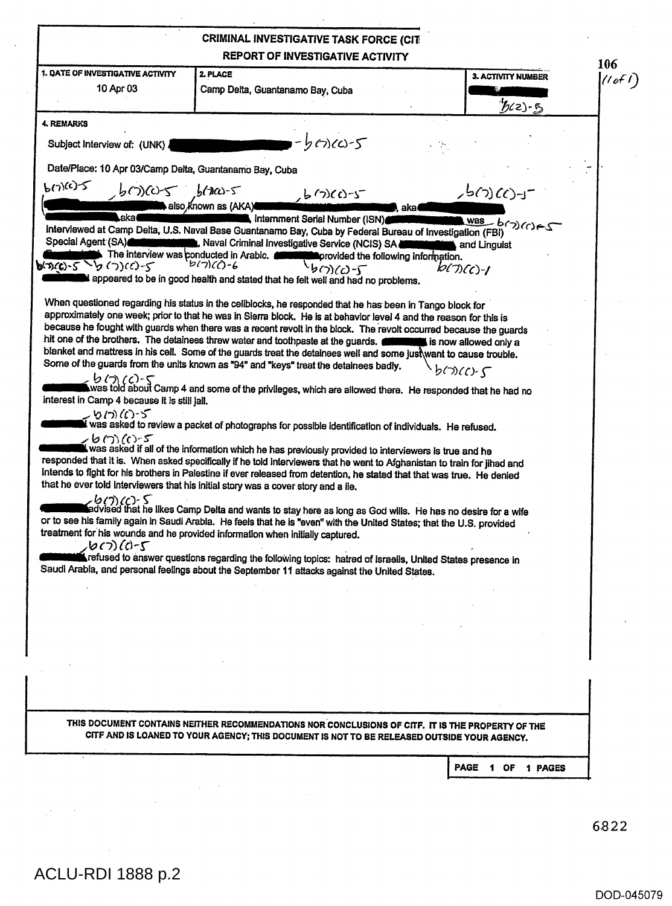# CRIMINAL INVESTIGATIVE TASK FORCE (CITF)

## REPORT OF INVESTIGATIVE ACTIVITY

106 (1 of 1)

| 1. DATE OF INVESTIGATIVE ACTIVITY | 2. PLACE | 3. ACTIVITY NUMBER |
|---|---|---|
| 10 Apr 03 | Camp Delta, Guantanamo Bay, Cuba | [redacted] b(2)-3 |

**4. REMARKS**

Subject Interview of: (UNK) [redacted] - b(7)(C)-5

Date/Place: 10 Apr 03/Camp Delta, Guantanamo Bay, Cuba

b(7)(C)-5, b(7)(C)-5, b(7)(C)-5, b(7)(C)-5, b(7)(C)-5

[redacted] also known as (AKA) [redacted], aka [redacted] aka [redacted], Internment Serial Number (ISN) [redacted] was interviewed at Camp Delta, U.S. Naval Base Guantanamo Bay, Cuba by Federal Bureau of Investigation (FBI) Special Agent (SA) [redacted], Naval Criminal Investigative Service (NCIS) SA [redacted] and Linguist [redacted]. The interview was conducted in Arabic. [redacted] provided the following information. b(7)(C)-5 b(7)(C)-5 b(7)(C)-6 b(7)(C)-5 b(7)(C)-1 b(7)(C)-5

[redacted] appeared to be in good health and stated that he felt well and had no problems.

When questioned regarding his status in the cellblocks, he responded that he has been in Tango block for approximately one week; prior to that he was in Sierra block. He is at behavior level 4 and the reason for this is because he fought with guards when there was a recent revolt in the block. The revolt occurred because the guards hit one of the brothers. The detainees threw water and toothpaste at the guards. [redacted] is now allowed only a blanket and mattress in his cell. Some of the guards treat the detainees well and some just want to cause trouble. Some of the guards from the units known as "94" and "keys" treat the detainees badly. b(7)(C)-5

b(7)(C)-5 [redacted] was told about Camp 4 and some of the privileges, which are allowed there. He responded that he had no interest in Camp 4 because it is still jail.

b(7)(C)-5 [redacted] was asked to review a packet of photographs for possible identification of individuals. He refused.

b(7)(C)-5 [redacted] was asked if all of the information which he has previously provided to interviewers is true and he responded that it is. When asked specifically if he told interviewers that he went to Afghanistan to train for jihad and intends to fight for his brothers in Palestine if ever released from detention, he stated that that was true. He denied that he ever told interviewers that his initial story was a cover story and a lie.

b(7)(C)-5 [redacted] advised that he likes Camp Delta and wants to stay here as long as God wills. He has no desire for a wife or to see his family again in Saudi Arabia. He feels that he is "even" with the United States; that the U.S. provided treatment for his wounds and he provided information when initially captured.

b(7)(C)-5 [redacted] refused to answer questions regarding the following topics: hatred of Israelis, United States presence in Saudi Arabia, and personal feelings about the September 11 attacks against the United States.

THIS DOCUMENT CONTAINS NEITHER RECOMMENDATIONS NOR CONCLUSIONS OF CITF. IT IS THE PROPERTY OF THE CITF AND IS LOANED TO YOUR AGENCY; THIS DOCUMENT IS NOT TO BE RELEASED OUTSIDE YOUR AGENCY.

PAGE 1 OF 1 PAGES

6822

ACLU-RDI 1888 p.2

DOD-045079